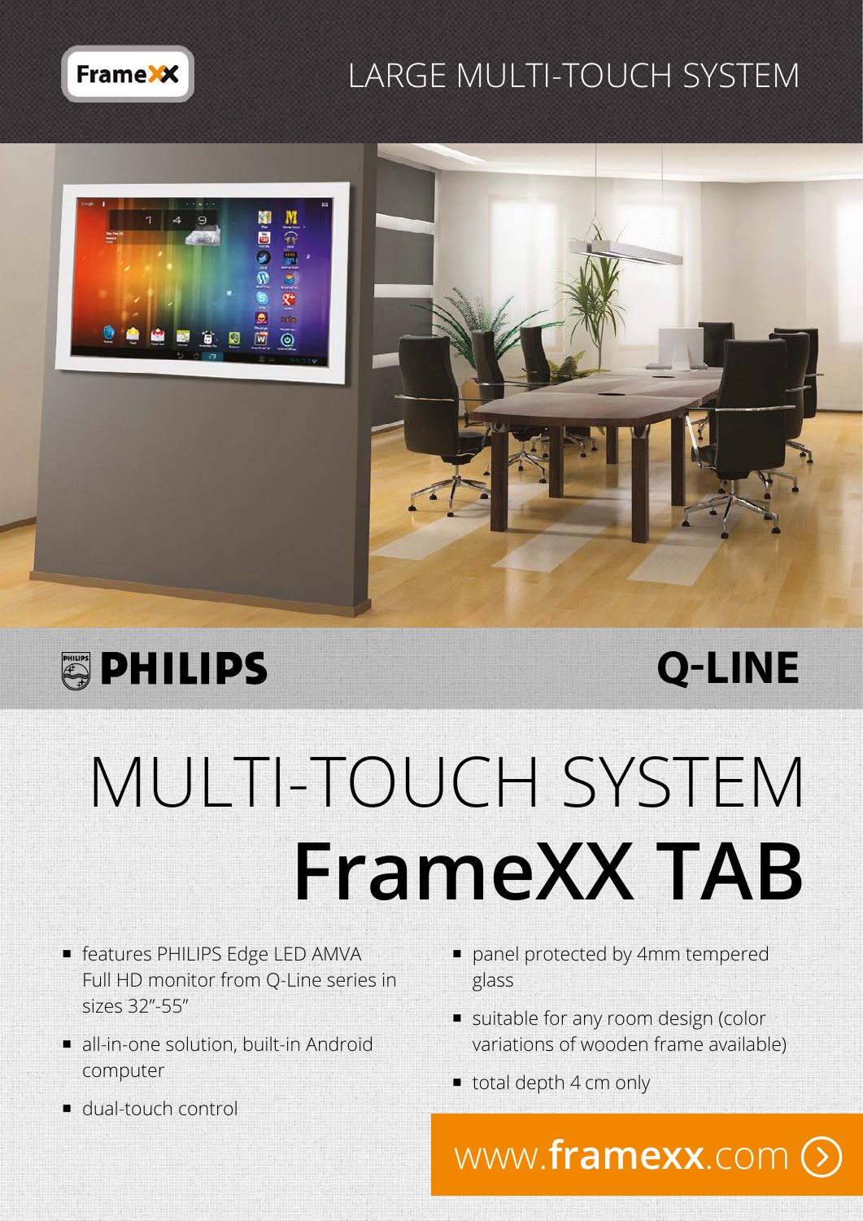FrameXX

# LARGE MULTI-TOUCH SYSTEM

PHILIPS

Q-LINE

# MULTI-TOUCH SYSTEM
# **FrameXX TAB**

- features PHILIPS Edge LED AMVA Full HD monitor from Q-Line series in sizes 32″-55″
- all-in-one solution, built-in Android computer
- dual-touch control
- panel protected by 4mm tempered glass
- suitable for any room design (color variations of wooden frame available)
- total depth 4 cm only

www.**framexx**.com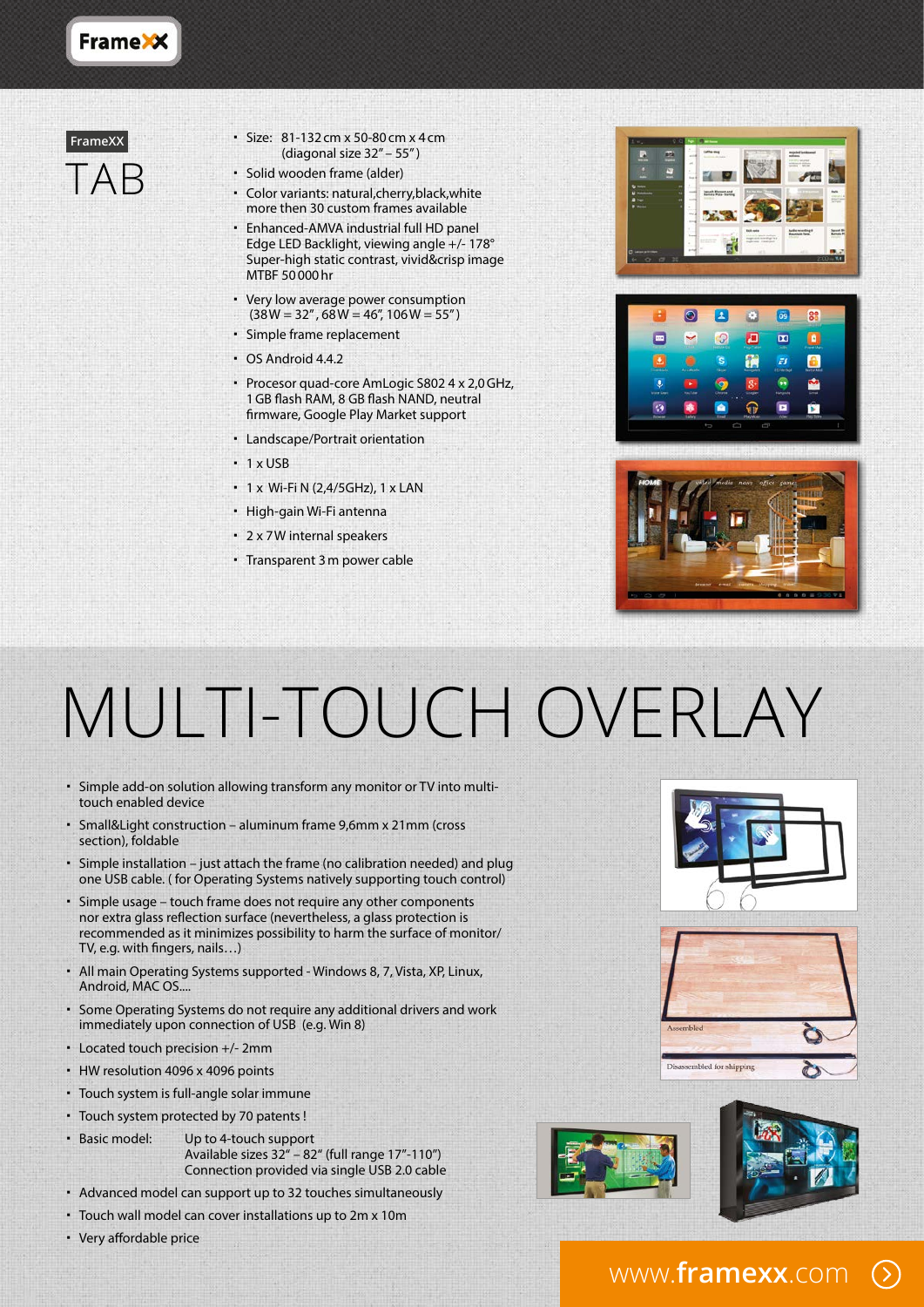FrameXX

# TAB

- Size: 81-132 cm x 50-80 cm x 4 cm (diagonal size 32" – 55")
- Solid wooden frame (alder)
- Color variants: natural,cherry,black,white more then 30 custom frames available
- Enhanced-AMVA industrial full HD panel Edge LED Backlight, viewing angle +/- 178° Super-high static contrast, vivid&crisp image MTBF 50 000 hr
- Very low average power consumption (38 W = 32", 68 W = 46", 106 W = 55")
- Simple frame replacement
- OS Android 4.4.2
- Procesor quad-core AmLogic S802 4 x 2,0 GHz, 1 GB flash RAM, 8 GB flash NAND, neutral firmware, Google Play Market support
- Landscape/Portrait orientation
- 1 x USB
- 1 x Wi-Fi N (2,4/5GHz), 1 x LAN
- High-gain Wi-Fi antenna
- 2 x 7 W internal speakers
- Transparent 3 m power cable

# MULTI-TOUCH OVERLAY

- Simple add-on solution allowing transform any monitor or TV into multi-touch enabled device
- Small&Light construction – aluminum frame 9,6mm x 21mm (cross section), foldable
- Simple installation – just attach the frame (no calibration needed) and plug one USB cable. ( for Operating Systems natively supporting touch control)
- Simple usage – touch frame does not require any other components nor extra glass reflection surface (nevertheless, a glass protection is recommended as it minimizes possibility to harm the surface of monitor/TV, e.g. with fingers, nails…)
- All main Operating Systems supported - Windows 8, 7, Vista, XP, Linux, Android, MAC OS....
- Some Operating Systems do not require any additional drivers and work immediately upon connection of USB (e.g. Win 8)
- Located touch precision +/- 2mm
- HW resolution 4096 x 4096 points
- Touch system is full-angle solar immune
- Touch system protected by 70 patents !
- Basic model: Up to 4-touch support Available sizes 32" – 82" (full range 17"-110") Connection provided via single USB 2.0 cable
- Advanced model can support up to 32 touches simultaneously
- Touch wall model can cover installations up to 2m x 10m
- Very affordable price

Assembled

Disassembled for shipping

www.**framexx**.com